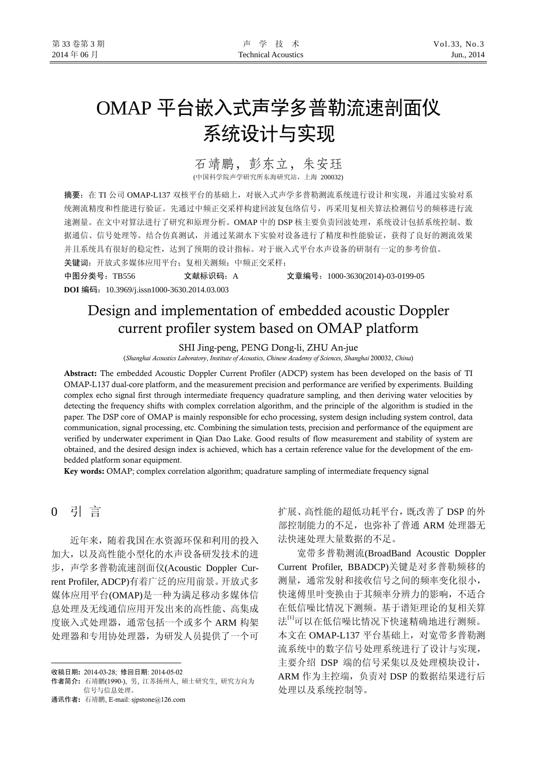# OMAP 平台嵌入式声学多普勒流速剖面仪系统设计与实现

石靖鹏，彭东立，朱安珏

(中国科学院声学研究所东海研究站，上海 200032)

**摘要**：在 TI 公司 OMAP-L137 双核平台的基础上，对嵌入式声学多普勒测流系统进行设计和实现，并通过实验对系统测流精度和性能进行验证。先通过中频正交采样构建回波复包络信号，再采用复相关算法检测信号的频移进行流速测量。在文中对算法进行了研究和原理分析。OMAP 中的 DSP 核主要负责回波处理，系统设计包括系统控制、数据通信、信号处理等。结合仿真测试，并通过某湖水下实验对设备进行了精度和性能验证，获得了良好的测流效果并且系统具有很好的稳定性，达到了预期的设计指标。对于嵌入式平台水声设备的研制有一定的参考价值。

**关键词**：开放式多媒体应用平台；复相关测频；中频正交采样；

**中图分类号**：TB556　　**文献标识码**：A　　**文章编号**：1000-3630(2014)-03-0199-05

**DOI 编码**：10.3969/j.issn1000-3630.2014.03.003

# Design and implementation of embedded acoustic Doppler current profiler system based on OMAP platform

SHI Jing-peng, PENG Dong-li, ZHU An-jue

(*Shanghai Acoustics Laboratory*, *Institute of Acoustics*, *Chinese Academy of Sciences*, *Shanghai* 200032, *China*)

**Abstract:** The embedded Acoustic Doppler Current Profiler (ADCP) system has been developed on the basis of TI OMAP-L137 dual-core platform, and the measurement precision and performance are verified by experiments. Building complex echo signal first through intermediate frequency quadrature sampling, and then deriving water velocities by detecting the frequency shifts with complex correlation algorithm, and the principle of the algorithm is studied in the paper. The DSP core of OMAP is mainly responsible for echo processing, system design including system control, data communication, signal processing, etc. Combining the simulation tests, precision and performance of the equipment are verified by underwater experiment in Qian Dao Lake. Good results of flow measurement and stability of system are obtained, and the desired design index is achieved, which has a certain reference value for the development of the embedded platform sonar equipment.

**Key words:** OMAP; complex correlation algorithm; quadrature sampling of intermediate frequency signal

## 0　引 言

近年来，随着我国在水资源环保和利用的投入加大，以及高性能小型化的水声设备研发技术的进步，声学多普勒流速剖面仪(Acoustic Doppler Current Profiler, ADCP)有着广泛的应用前景。开放式多媒体应用平台(OMAP)是一种为满足移动多媒体信息处理及无线通信应用开发出来的高性能、高集成度嵌入式处理器，通常包括一个或多个 ARM 构架处理器和专用协处理器，为研发人员提供了一个可扩展、高性能的超低功耗平台，既改善了 DSP 的外部控制能力的不足，也弥补了普通 ARM 处理器无法快速处理大量数据的不足。

宽带多普勒测流(BroadBand Acoustic Doppler Current Profiler, BBADCP)关键是对多普勒频移的测量，通常发射和接收信号之间的频率变化很小，快速傅里叶变换由于其频率分辨力的影响，不适合在低信噪比情况下测频。基于谱矩理论的复相关算法[1]可以在低信噪比情况下快速精确地进行测频。本文在 OMAP-L137 平台基础上，对宽带多普勒测流系统中的数字信号处理系统进行了设计与实现，主要介绍 DSP 端的信号采集以及处理模块设计，ARM 作为主控端，负责对 DSP 的数据结果进行后处理以及系统控制等。

---

**收稿日期**：2014-03-28；修回日期：2014-05-02

**作者简介**：石靖鹏(1990-)，男，江苏扬州人，硕士研究生，研究方向为信号与信息处理。

**通讯作者**：石靖鹏，E-mail: sjpstone@126.com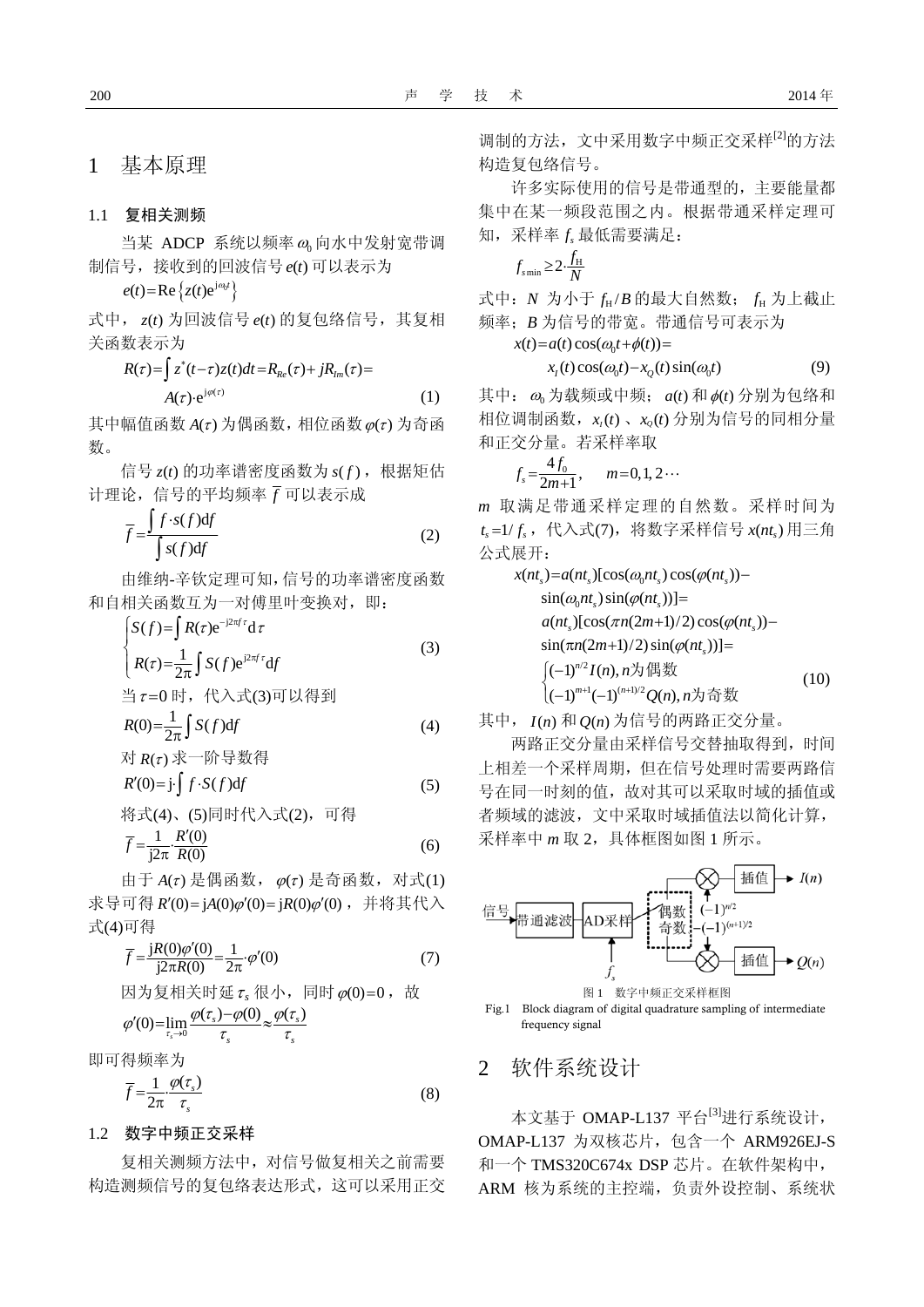# 1 基本原理

## 1.1 复相关测频

当某 ADCP 系统以频率 $\omega_0$ 向水中发射宽带调制信号，接收到的回波信号 $e(t)$ 可以表示为

$$e(t)=\mathrm{Re}\left\{z(t)\mathrm{e}^{\mathrm{j}\omega_0 t}\right\}$$

式中，$z(t)$ 为回波信号 $e(t)$ 的复包络信号，其复相关函数表示为

$$R(\tau)=\int z^*(t-\tau)z(t)dt=R_{Re}(\tau)+jR_{Im}(\tau)=A(\tau)\cdot\mathrm{e}^{\mathrm{j}\varphi(\tau)} \tag{1}$$

其中幅值函数 $A(\tau)$ 为偶函数，相位函数 $\varphi(\tau)$ 为奇函数。

信号 $z(t)$ 的功率谱密度函数为 $s(f)$，根据矩估计理论，信号的平均频率 $\overline{f}$ 可以表示成

$$\overline{f}=\frac{\int f\cdot s(f)\mathrm{d}f}{\int s(f)\mathrm{d}f} \tag{2}$$

由维纳-辛钦定理可知，信号的功率谱密度函数和自相关函数互为一对傅里叶变换对，即：

$$\begin{cases} S(f)=\int R(\tau)\mathrm{e}^{-\mathrm{j}2\pi f\tau}\mathrm{d}\tau \\ R(\tau)=\dfrac{1}{2\pi}\int S(f)\mathrm{e}^{\mathrm{j}2\pi f\tau}\mathrm{d}f \end{cases} \tag{3}$$

当 $\tau=0$ 时，代入式(3)可以得到

$$R(0)=\frac{1}{2\pi}\int S(f)\mathrm{d}f \tag{4}$$

对 $R(\tau)$ 求一阶导数得

$$R'(0)=\mathrm{j}\cdot\int f\cdot S(f)\mathrm{d}f \tag{5}$$

将式(4)、(5)同时代入式(2)，可得

$$\overline{f}=\frac{1}{\mathrm{j}2\pi}\cdot\frac{R'(0)}{R(0)} \tag{6}$$

由于 $A(\tau)$ 是偶函数，$\varphi(\tau)$ 是奇函数，对式(1)求导可得 $R'(0)=\mathrm{j}A(0)\varphi'(0)=\mathrm{j}R(0)\varphi'(0)$，并将其代入式(4)可得

$$\overline{f}=\frac{\mathrm{j}R(0)\varphi'(0)}{\mathrm{j}2\pi R(0)}=\frac{1}{2\pi}\cdot\varphi'(0) \tag{7}$$

因为复相关时延 $\tau_s$ 很小，同时 $\varphi(0)=0$，故

$$\varphi'(0)=\lim_{\tau_s\to 0}\frac{\varphi(\tau_s)-\varphi(0)}{\tau_s}\approx\frac{\varphi(\tau_s)}{\tau_s}$$

即可得频率为

$$\overline{f}=\frac{1}{2\pi}\cdot\frac{\varphi(\tau_s)}{\tau_s} \tag{8}$$

## 1.2 数字中频正交采样

复相关测频方法中，对信号做复相关之前需要构造测频信号的复包络表达形式，这可以采用正交调制的方法，文中采用数字中频正交采样[2]的方法构造复包络信号。

许多实际使用的信号是带通型的，主要能量都集中在某一频段范围之内。根据带通采样定理可知，采样率 $f_s$ 最低需要满足：

$$f_{s\min}\geq 2\cdot\frac{f_{\mathrm{H}}}{N}$$

式中：$N$ 为小于 $f_{\mathrm{H}}/B$ 的最大自然数；$f_{\mathrm{H}}$ 为上截止频率；$B$ 为信号的带宽。带通信号可表示为

$$\begin{aligned} x(t)&=a(t)\cos(\omega_0 t+\phi(t))= \\ &\quad x_I(t)\cos(\omega_0 t)-x_Q(t)\sin(\omega_0 t) \end{aligned} \tag{9}$$

其中：$\omega_0$ 为载频或中频；$a(t)$ 和 $\phi(t)$ 分别为包络和相位调制函数，$x_I(t)$、$x_Q(t)$ 分别为信号的同相分量和正交分量。若采样率取

$$f_s=\frac{4f_0}{2m+1},\quad m=0,1,2\cdots$$

$m$ 取满足带通采样定理的自然数。采样时间为 $t_s=1/f_s$，代入式(7)，将数字采样信号 $x(nt_s)$ 用三角公式展开：

$$\begin{aligned} x(nt_s)&=a(nt_s)[\cos(\omega_0 nt_s)\cos(\varphi(nt_s))- \\ &\quad\sin(\omega_0 nt_s)\sin(\varphi(nt_s))]= \\ &\quad a(nt_s)[\cos(\pi n(2m+1)/2)\cos(\varphi(nt_s))- \\ &\quad\sin(\pi n(2m+1)/2)\sin(\varphi(nt_s))]= \\ &\quad\begin{cases}(-1)^{n/2}I(n),n\text{为偶数} \\ (-1)^{m+1}(-1)^{(n+1)/2}Q(n),n\text{为奇数}\end{cases} \end{aligned} \tag{10}$$

其中，$I(n)$ 和 $Q(n)$ 为信号的两路正交分量。

两路正交分量由采样信号交替抽取得到，时间上相差一个采样周期，但在信号处理时需要两路信号在同一时刻的值，故对其可以采取时域的插值或者频域的滤波，文中采取时域插值法以简化计算，采样率中 $m$ 取 2，具体框图如图 1 所示。

信号 → 带通滤波 → AD采样（$f_s$）→ 偶数/奇数 → $(-1)^{n/2}$ / $(-1)^{(n+1)/2}$ → 插值 → $I(n)$ / $Q(n)$

图 1 数字中频正交采样框图

Fig.1 Block diagram of digital quadrature sampling of intermediate frequency signal

# 2 软件系统设计

本文基于 OMAP-L137 平台[3]进行系统设计，OMAP-L137 为双核芯片，包含一个 ARM926EJ-S 和一个 TMS320C674x DSP 芯片。在软件架构中，ARM 核为系统的主控端，负责外设控制、系统状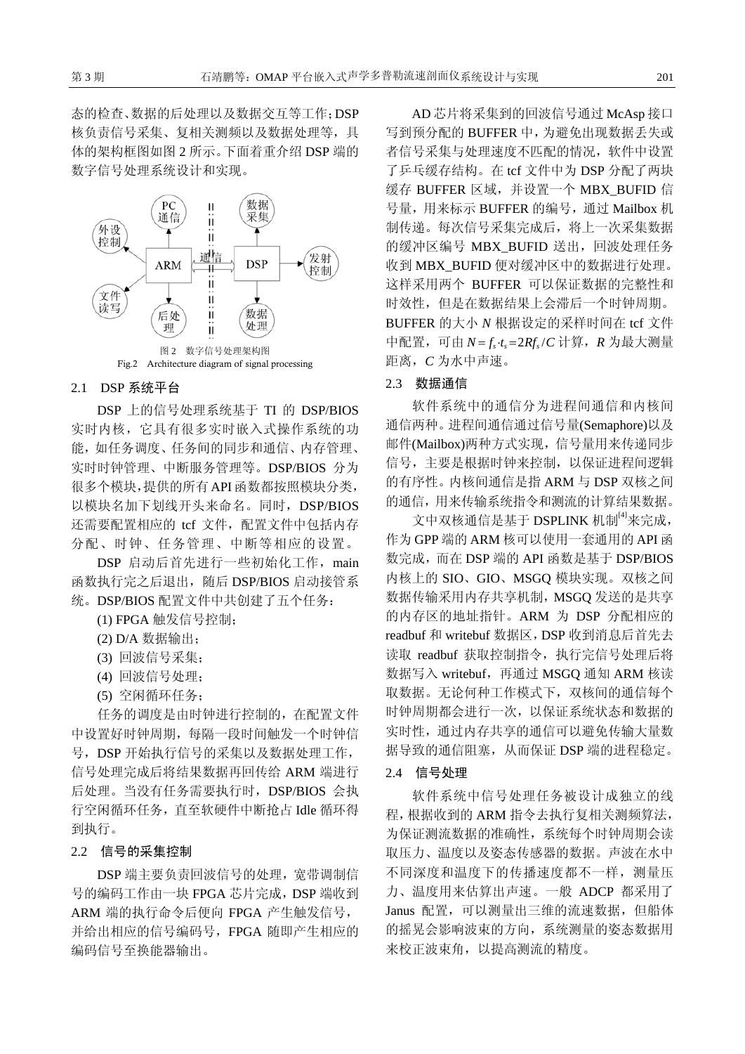态的检查、数据的后处理以及数据交互等工作；DSP 核负责信号采集、复相关测频以及数据处理等，具体的架构框图如图 2 所示。下面着重介绍 DSP 端的数字信号处理系统设计和实现。

图 2　数字信号处理架构图

Fig.2　Architecture diagram of signal processing

## 2.1　DSP 系统平台

DSP 上的信号处理系统基于 TI 的 DSP/BIOS 实时内核，它具有很多实时嵌入式操作系统的功能，如任务调度、任务间的同步和通信、内存管理、实时时钟管理、中断服务管理等。DSP/BIOS 分为很多个模块，提供的所有 API 函数都按照模块分类，以模块名加下划线开头来命名。同时，DSP/BIOS 还需要配置相应的 tcf 文件，配置文件中包括内存分配、时钟、任务管理、中断等相应的设置。

DSP 启动后首先进行一些初始化工作，main 函数执行完之后退出，随后 DSP/BIOS 启动接管系统。DSP/BIOS 配置文件中共创建了五个任务：

(1) FPGA 触发信号控制；

(2) D/A 数据输出；

(3) 回波信号采集；

(4) 回波信号处理；

(5) 空闲循环任务；

任务的调度是由时钟进行控制的，在配置文件中设置好时钟周期，每隔一段时间触发一个时钟信号，DSP 开始执行信号的采集以及数据处理工作，信号处理完成后将结果数据再回传给 ARM 端进行后处理。当没有任务需要执行时，DSP/BIOS 会执行空闲循环任务，直至软硬件中断抢占 Idle 循环得到执行。

## 2.2　信号的采集控制

DSP 端主要负责回波信号的处理，宽带调制信号的编码工作由一块 FPGA 芯片完成，DSP 端收到 ARM 端的执行命令后便向 FPGA 产生触发信号，并给出相应的信号编码号，FPGA 随即产生相应的编码信号至换能器输出。

AD 芯片将采集到的回波信号通过 McAsp 接口写到预分配的 BUFFER 中，为避免出现数据丢失或者信号采集与处理速度不匹配的情况，软件中设置了乒乓缓存结构。在 tcf 文件中为 DSP 分配了两块缓存 BUFFER 区域，并设置一个 MBX_BUFID 信号量，用来标示 BUFFER 的编号，通过 Mailbox 机制传递。每次信号采集完成后，将上一次采集数据的缓冲区编号 MBX_BUFID 送出，回波处理任务收到 MBX_BUFID 便对缓冲区中的数据进行处理。这样采用两个 BUFFER 可以保证数据的完整性和时效性，但是在数据结果上会滞后一个时钟周期。BUFFER 的大小 $N$ 根据设定的采样时间在 tcf 文件中配置，可由 $N = f_s \cdot t_s = 2Rf_s/C$ 计算，$R$ 为最大测量距离，$C$ 为水中声速。

## 2.3　数据通信

软件系统中的通信分为进程间通信和内核间通信两种。进程间通信通过信号量(Semaphore)以及邮件(Mailbox)两种方式实现，信号量用来传递同步信号，主要是根据时钟来控制，以保证进程间逻辑的有序性。内核间通信是指 ARM 与 DSP 双核之间的通信，用来传输系统指令和测流的计算结果数据。

文中双核通信是基于 DSPLINK 机制[4]来完成，作为 GPP 端的 ARM 核可以使用一套通用的 API 函数完成，而在 DSP 端的 API 函数是基于 DSP/BIOS 内核上的 SIO、GIO、MSGQ 模块实现。双核之间数据传输采用内存共享机制，MSGQ 发送的是共享的内存区的地址指针。ARM 为 DSP 分配相应的 readbuf 和 writebuf 数据区，DSP 收到消息后首先去读取 readbuf 获取控制指令，执行完信号处理后将数据写入 writebuf，再通过 MSGQ 通知 ARM 核读取数据。无论何种工作模式下，双核间的通信每个时钟周期都会进行一次，以保证系统状态和数据的实时性，通过内存共享的通信可以避免传输大量数据导致的通信阻塞，从而保证 DSP 端的进程稳定。

## 2.4　信号处理

软件系统中信号处理任务被设计成独立的线程，根据收到的 ARM 指令去执行复相关测频算法，为保证测流数据的准确性，系统每个时钟周期会读取压力、温度以及姿态传感器的数据。声波在水中不同深度和温度下的传播速度都不一样，测量压力、温度用来估算出声速。一般 ADCP 都采用了 Janus 配置，可以测量出三维的流速数据，但船体的摇晃会影响波束的方向，系统测量的姿态数据用来校正波束角，以提高测流的精度。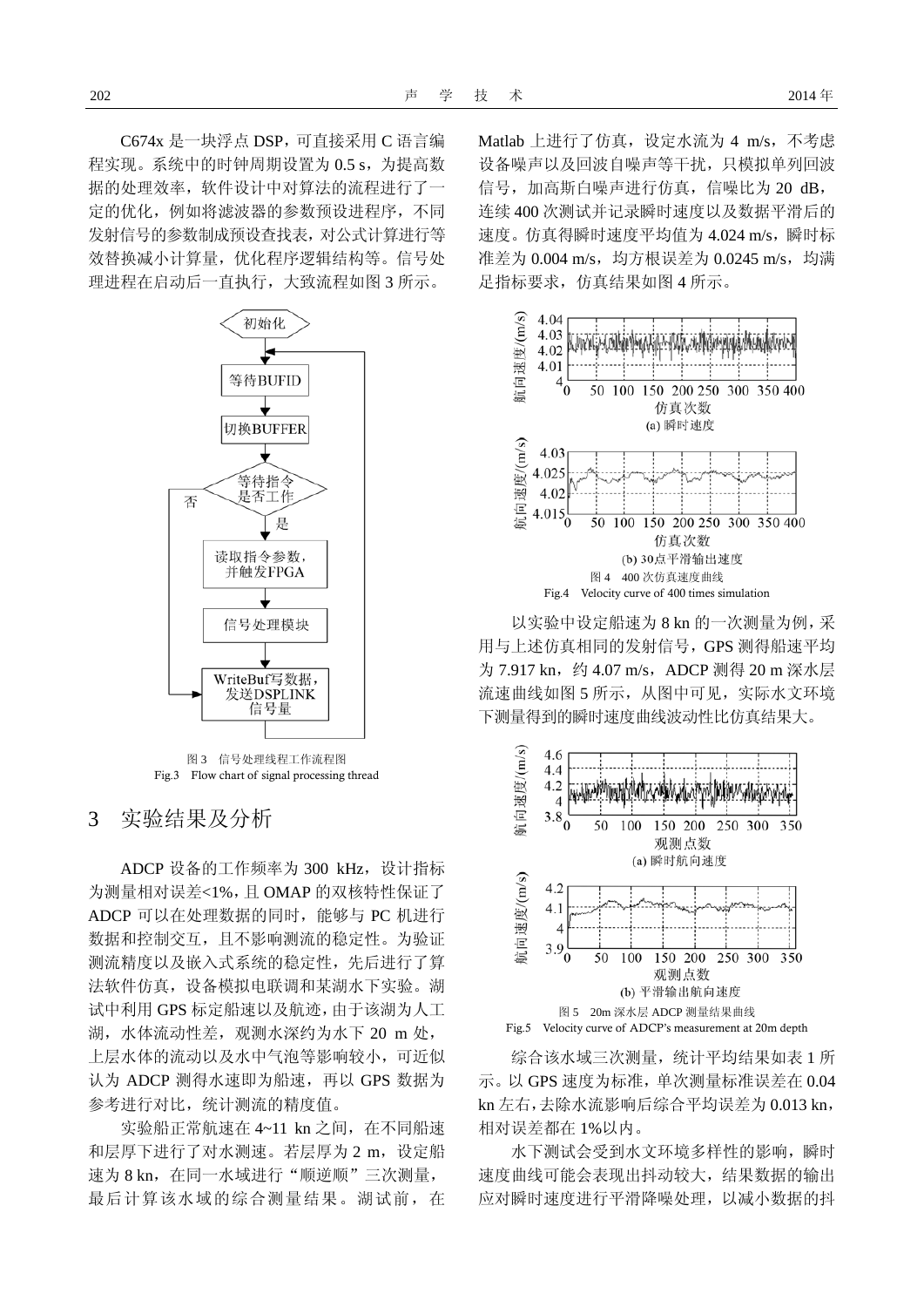C674x 是一块浮点 DSP，可直接采用 C 语言编程实现。系统中的时钟周期设置为 0.5 s，为提高数据的处理效率，软件设计中对算法的流程进行了一定的优化，例如将滤波器的参数预设进程序，不同发射信号的参数制成预设查找表，对公式计算进行等效替换减小计算量，优化程序逻辑结构等。信号处理进程在启动后一直执行，大致流程如图 3 所示。

图 3　信号处理线程工作流程图
Fig.3　Flow chart of signal processing thread

## 3　实验结果及分析

ADCP 设备的工作频率为 300 kHz，设计指标为测量相对误差<1%，且 OMAP 的双核特性保证了 ADCP 可以在处理数据的同时，能够与 PC 机进行数据和控制交互，且不影响测流的稳定性。为验证测流精度以及嵌入式系统的稳定性，先后进行了算法软件仿真，设备模拟电联调和某湖水下实验。湖试中利用 GPS 标定船速以及航迹，由于该湖为人工湖，水体流动性差，观测水深约为水下 20 m 处，上层水体的流动以及水中气泡等影响较小，可近似认为 ADCP 测得水速即为船速，再以 GPS 数据为参考进行对比，统计测流的精度值。

实验船正常航速在 4~11 kn 之间，在不同船速和层厚下进行了对水测速。若层厚为 2 m，设定船速为 8 kn，在同一水域进行“顺逆顺”三次测量，最后计算该水域的综合测量结果。湖试前，在 Matlab 上进行了仿真，设定水流为 4 m/s，不考虑设备噪声以及回波自噪声等干扰，只模拟单列回波信号，加高斯白噪声进行仿真，信噪比为 20 dB，连续 400 次测试并记录瞬时速度以及数据平滑后的速度。仿真得瞬时速度平均值为 4.024 m/s，瞬时标准差为 0.004 m/s，均方根误差为 0.0245 m/s，均满足指标要求，仿真结果如图 4 所示。

(a) 瞬时速度

(b) 30点平滑输出速度

图 4　400 次仿真速度曲线
Fig.4　Velocity curve of 400 times simulation

以实验中设定船速为 8 kn 的一次测量为例，采用与上述仿真相同的发射信号，GPS 测得船速平均为 7.917 kn，约 4.07 m/s，ADCP 测得 20 m 深水层流速曲线如图 5 所示，从图中可见，实际水文环境下测量得到的瞬时速度曲线波动性比仿真结果大。

(a) 瞬时航向速度

(b) 平滑输出航向速度

图 5　20m 深水层 ADCP 测量结果曲线
Fig.5　Velocity curve of ADCP's measurement at 20m depth

综合该水域三次测量，统计平均结果如表 1 所示。以 GPS 速度为标准，单次测量标准误差在 0.04 kn 左右，去除水流影响后综合平均误差为 0.013 kn，相对误差都在 1%以内。

水下测试会受到水文环境多样性的影响，瞬时速度曲线可能会表现出抖动较大，结果数据的输出应对瞬时速度进行平滑降噪处理，以减小数据的抖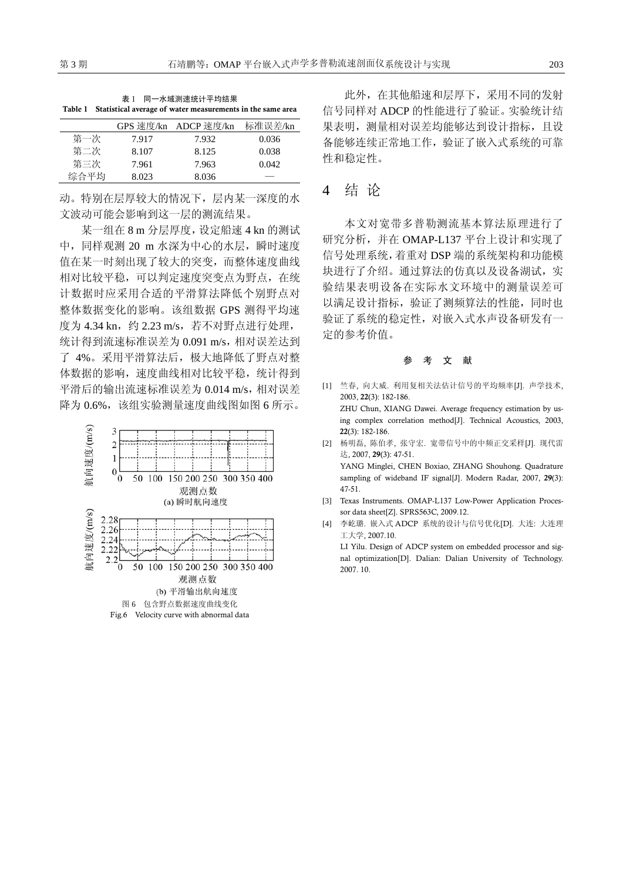表 1　同一水域测速统计平均结果

Table 1　Statistical average of water measurements in the same area

| | GPS 速度/kn | ADCP 速度/kn | 标准误差/kn |
|---|---|---|---|
| 第一次 | 7.917 | 7.932 | 0.036 |
| 第二次 | 8.107 | 8.125 | 0.038 |
| 第三次 | 7.961 | 7.963 | 0.042 |
| 综合平均 | 8.023 | 8.036 | — |

动。特别在层厚较大的情况下，层内某一深度的水文波动可能会影响到这一层的测流结果。

某一组在 8 m 分层厚度，设定船速 4 kn 的测试中，同样观测 20 m 水深为中心的水层，瞬时速度值在某一时刻出现了较大的突变，而整体速度曲线相对比较平稳，可以判定速度突变点为野点，在统计数据时应采用合适的平滑算法降低个别野点对整体数据变化的影响。该组数据 GPS 测得平均速度为 4.34 kn，约 2.23 m/s，若不对野点进行处理，统计得到流速标准误差为 0.091 m/s，相对误差达到了 4%。采用平滑算法后，极大地降低了野点对整体数据的影响，速度曲线相对比较平稳，统计得到平滑后的输出流速标准误差为 0.014 m/s，相对误差降为 0.6%，该组实验测量速度曲线图如图 6 所示。

航向速度/(m/s)
3
2
1
0
0　50　100　150 200 250　300 350 400
观测点数
(a) 瞬时航向速度

航向速度/(m/s)
2.28
2.26
2.24
2.22
2.2
0　50　100　150 200 250　300 350 400
观测点数
(b) 平滑输出航向速度

图 6　包含野点数据速度曲线变化

Fig.6　Velocity curve with abnormal data

此外，在其他船速和层厚下，采用不同的发射信号同样对 ADCP 的性能进行了验证。实验统计结果表明，测量相对误差均能够达到设计指标，且设备能够连续正常地工作，验证了嵌入式系统的可靠性和稳定性。

# 4　结 论

本文对宽带多普勒测流基本算法原理进行了研究分析，并在 OMAP-L137 平台上设计和实现了信号处理系统，着重对 DSP 端的系统架构和功能模块进行了介绍。通过算法的仿真以及设备湖试，实验结果表明设备在实际水文环境中的测量误差可以满足设计指标，验证了测频算法的性能，同时也验证了系统的稳定性，对嵌入式水声设备研发有一定的参考价值。

## 参 考 文 献

[1] 竺春, 向大威. 利用复相关法估计信号的平均频率[J]. 声学技术, 2003, **22**(3): 182-186.
ZHU Chun, XIANG Dawei. Average frequency estimation by using complex correlation method[J]. Technical Acoustics, 2003, **22**(3): 182-186.

[2] 杨明磊, 陈伯孝, 张守宏. 宽带信号中的中频正交采样[J]. 现代雷达, 2007, **29**(3): 47-51.
YANG Minglei, CHEN Boxiao, ZHANG Shouhong. Quadrature sampling of wideband IF signal[J]. Modern Radar, 2007, **29**(3): 47-51.

[3] Texas Instruments. OMAP-L137 Low-Power Application Processor data sheet[Z]. SPRS563C, 2009.12.

[4] 李屹璐. 嵌入式 ADCP 系统的设计与信号优化[D]. 大连: 大连理工大学, 2007.10.
LI Yilu. Design of ADCP system on embedded processor and signal optimization[D]. Dalian: Dalian University of Technology. 2007. 10.